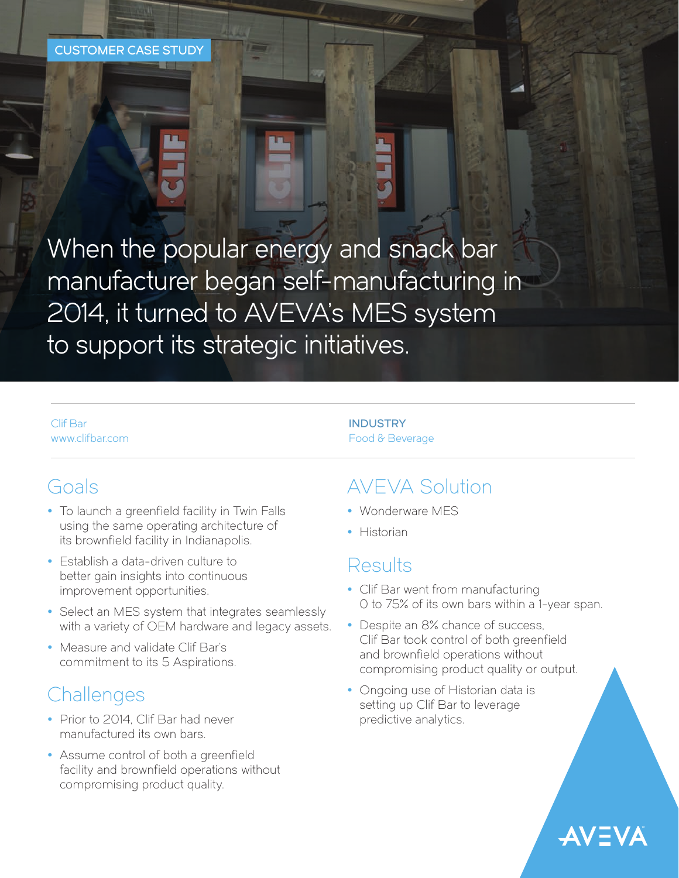CUSTOMER CASE STUDY

# When the popular energy and snack bar manufacturer began self-manufacturing in 2014, it turned to AVEVA's MES system to support its strategic initiatives.

Clif Bar
www.clifbar.com

**INDUSTRY**
Food & Beverage

## Goals

- To launch a greenfield facility in Twin Falls using the same operating architecture of its brownfield facility in Indianapolis.
- Establish a data-driven culture to better gain insights into continuous improvement opportunities.
- Select an MES system that integrates seamlessly with a variety of OEM hardware and legacy assets.
- Measure and validate Clif Bar's commitment to its 5 Aspirations.

## Challenges

- Prior to 2014, Clif Bar had never manufactured its own bars.
- Assume control of both a greenfield facility and brownfield operations without compromising product quality.

## AVEVA Solution

- Wonderware MES
- Historian

## Results

- Clif Bar went from manufacturing 0 to 75% of its own bars within a 1-year span.
- Despite an 8% chance of success, Clif Bar took control of both greenfield and brownfield operations without compromising product quality or output.
- Ongoing use of Historian data is setting up Clif Bar to leverage predictive analytics.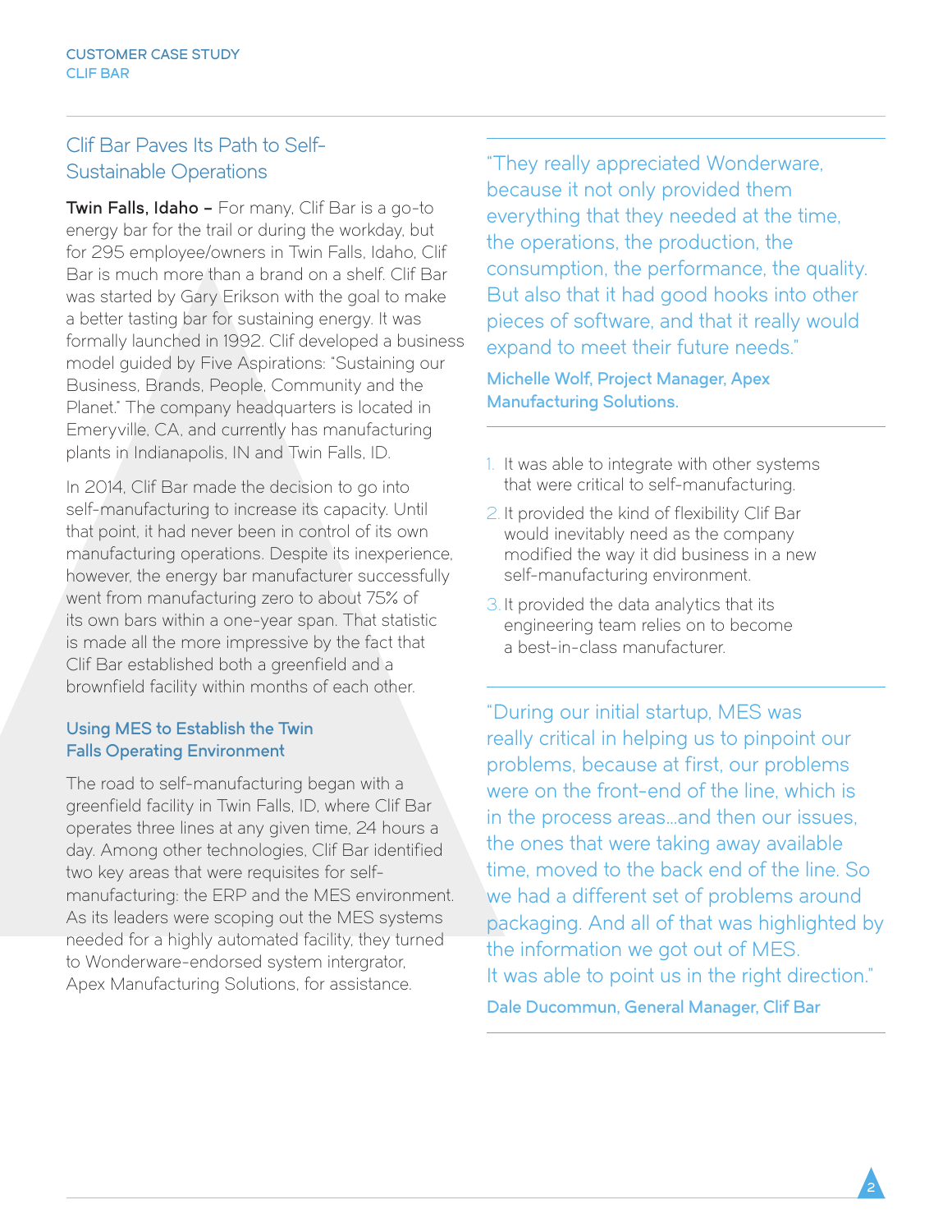## Clif Bar Paves Its Path to Self-Sustainable Operations

**Twin Falls, Idaho –** For many, Clif Bar is a go-to energy bar for the trail or during the workday, but for 295 employee/owners in Twin Falls, Idaho, Clif Bar is much more than a brand on a shelf. Clif Bar was started by Gary Erikson with the goal to make a better tasting bar for sustaining energy. It was formally launched in 1992. Clif developed a business model guided by Five Aspirations: "Sustaining our Business, Brands, People, Community and the Planet." The company headquarters is located in Emeryville, CA, and currently has manufacturing plants in Indianapolis, IN and Twin Falls, ID.

In 2014, Clif Bar made the decision to go into self-manufacturing to increase its capacity. Until that point, it had never been in control of its own manufacturing operations. Despite its inexperience, however, the energy bar manufacturer successfully went from manufacturing zero to about 75% of its own bars within a one-year span. That statistic is made all the more impressive by the fact that Clif Bar established both a greenfield and a brownfield facility within months of each other.

### Using MES to Establish the Twin Falls Operating Environment

The road to self-manufacturing began with a greenfield facility in Twin Falls, ID, where Clif Bar operates three lines at any given time, 24 hours a day. Among other technologies, Clif Bar identified two key areas that were requisites for self-manufacturing: the ERP and the MES environment. As its leaders were scoping out the MES systems needed for a highly automated facility, they turned to Wonderware-endorsed system intergrator, Apex Manufacturing Solutions, for assistance.

"They really appreciated Wonderware, because it not only provided them everything that they needed at the time, the operations, the production, the consumption, the performance, the quality. But also that it had good hooks into other pieces of software, and that it really would expand to meet their future needs."

**Michelle Wolf, Project Manager, Apex Manufacturing Solutions.**

1. It was able to integrate with other systems that were critical to self-manufacturing.
2. It provided the kind of flexibility Clif Bar would inevitably need as the company modified the way it did business in a new self-manufacturing environment.
3. It provided the data analytics that its engineering team relies on to become a best-in-class manufacturer.

"During our initial startup, MES was really critical in helping us to pinpoint our problems, because at first, our problems were on the front-end of the line, which is in the process areas...and then our issues, the ones that were taking away available time, moved to the back end of the line. So we had a different set of problems around packaging. And all of that was highlighted by the information we got out of MES. It was able to point us in the right direction."

**Dale Ducommun, General Manager, Clif Bar**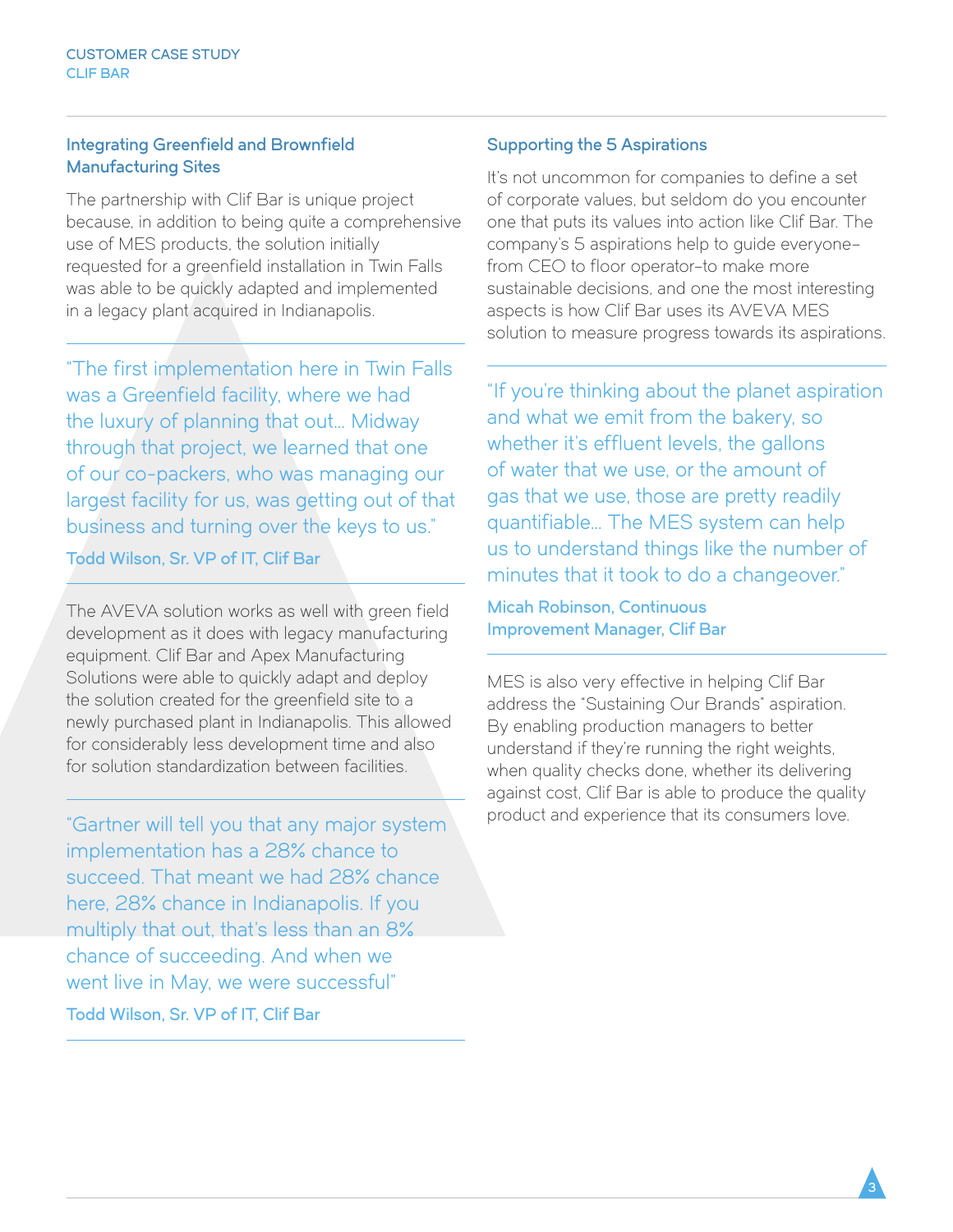## Integrating Greenfield and Brownfield Manufacturing Sites

The partnership with Clif Bar is unique project because, in addition to being quite a comprehensive use of MES products, the solution initially requested for a greenfield installation in Twin Falls was able to be quickly adapted and implemented in a legacy plant acquired in Indianapolis.

> "The first implementation here in Twin Falls was a Greenfield facility, where we had the luxury of planning that out… Midway through that project, we learned that one of our co-packers, who was managing our largest facility for us, was getting out of that business and turning over the keys to us."
>
> **Todd Wilson, Sr. VP of IT, Clif Bar**

The AVEVA solution works as well with green field development as it does with legacy manufacturing equipment. Clif Bar and Apex Manufacturing Solutions were able to quickly adapt and deploy the solution created for the greenfield site to a newly purchased plant in Indianapolis. This allowed for considerably less development time and also for solution standardization between facilities.

> "Gartner will tell you that any major system implementation has a 28% chance to succeed. That meant we had 28% chance here, 28% chance in Indianapolis. If you multiply that out, that's less than an 8% chance of succeeding. And when we went live in May, we were successful"
>
> **Todd Wilson, Sr. VP of IT, Clif Bar**

## Supporting the 5 Aspirations

It's not uncommon for companies to define a set of corporate values, but seldom do you encounter one that puts its values into action like Clif Bar. The company's 5 aspirations help to guide everyone–from CEO to floor operator–to make more sustainable decisions, and one the most interesting aspects is how Clif Bar uses its AVEVA MES solution to measure progress towards its aspirations.

> "If you're thinking about the planet aspiration and what we emit from the bakery, so whether it's effluent levels, the gallons of water that we use, or the amount of gas that we use, those are pretty readily quantifiable… The MES system can help us to understand things like the number of minutes that it took to do a changeover."
>
> **Micah Robinson, Continuous Improvement Manager, Clif Bar**

MES is also very effective in helping Clif Bar address the "Sustaining Our Brands" aspiration. By enabling production managers to better understand if they're running the right weights, when quality checks done, whether its delivering against cost, Clif Bar is able to produce the quality product and experience that its consumers love.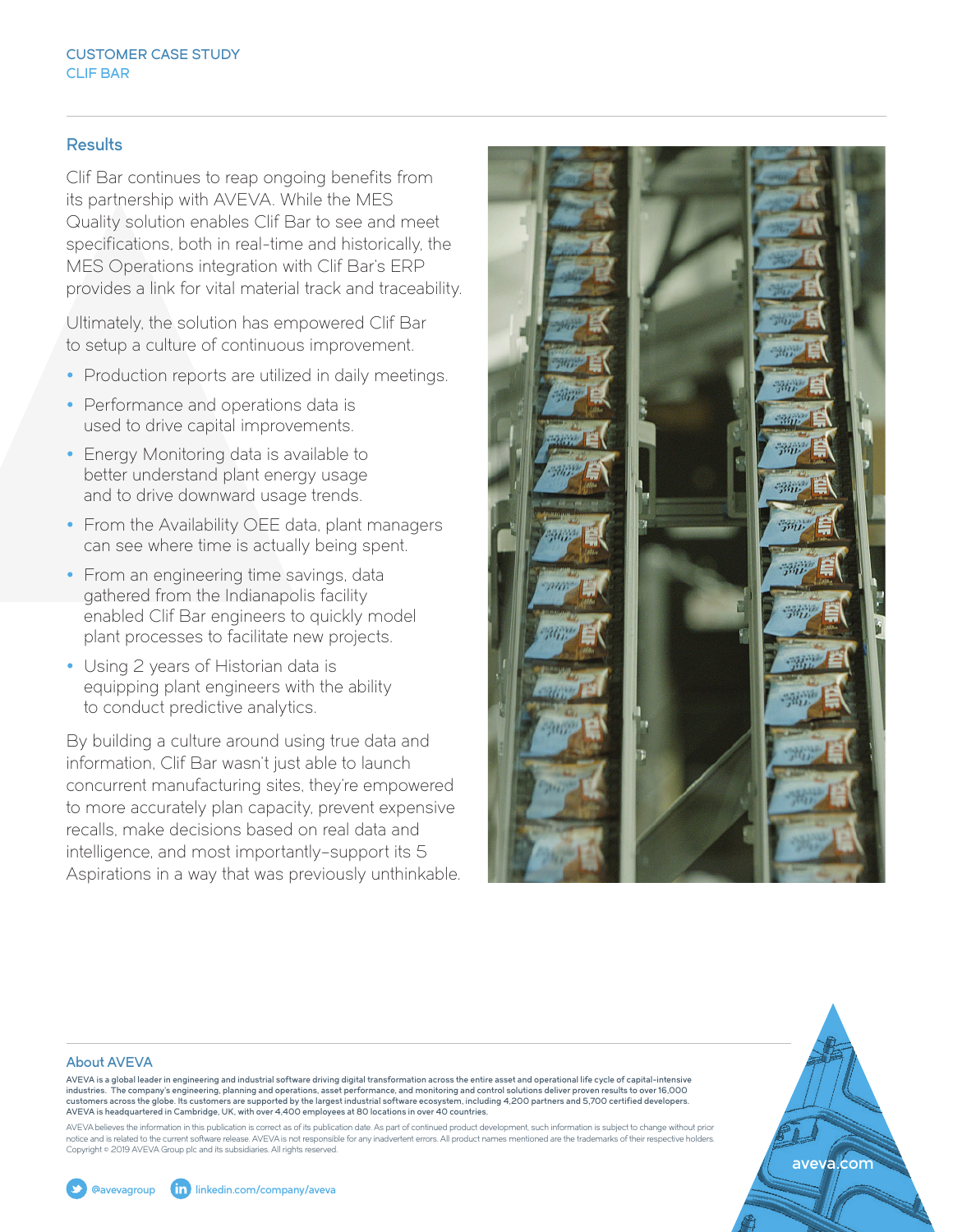## Results

Clif Bar continues to reap ongoing benefits from its partnership with AVEVA. While the MES Quality solution enables Clif Bar to see and meet specifications, both in real-time and historically, the MES Operations integration with Clif Bar's ERP provides a link for vital material track and traceability.

Ultimately, the solution has empowered Clif Bar to setup a culture of continuous improvement.

- Production reports are utilized in daily meetings.
- Performance and operations data is used to drive capital improvements.
- Energy Monitoring data is available to better understand plant energy usage and to drive downward usage trends.
- From the Availability OEE data, plant managers can see where time is actually being spent.
- From an engineering time savings, data gathered from the Indianapolis facility enabled Clif Bar engineers to quickly model plant processes to facilitate new projects.
- Using 2 years of Historian data is equipping plant engineers with the ability to conduct predictive analytics.

By building a culture around using true data and information, Clif Bar wasn't just able to launch concurrent manufacturing sites, they're empowered to more accurately plan capacity, prevent expensive recalls, make decisions based on real data and intelligence, and most importantly–support its 5 Aspirations in a way that was previously unthinkable.

### About AVEVA

AVEVA is a global leader in engineering and industrial software driving digital transformation across the entire asset and operational life cycle of capital-intensive industries. The company's engineering, planning and operations, asset performance, and monitoring and control solutions deliver proven results to over 16,000 customers across the globe. Its customers are supported by the largest industrial software ecosystem, including 4,200 partners and 5,700 certified developers. AVEVA is headquartered in Cambridge, UK, with over 4,400 employees at 80 locations in over 40 countries.

AVEVA believes the information in this publication is correct as of its publication date. As part of continued product development, such information is subject to change without prior notice and is related to the current software release. AVEVA is not responsible for any inadvertent errors. All product names mentioned are the trademarks of their respective holders. Copyright © 2019 AVEVA Group plc and its subsidiaries. All rights reserved.

@avevagroup linkedin.com/company/aveva

aveva.com